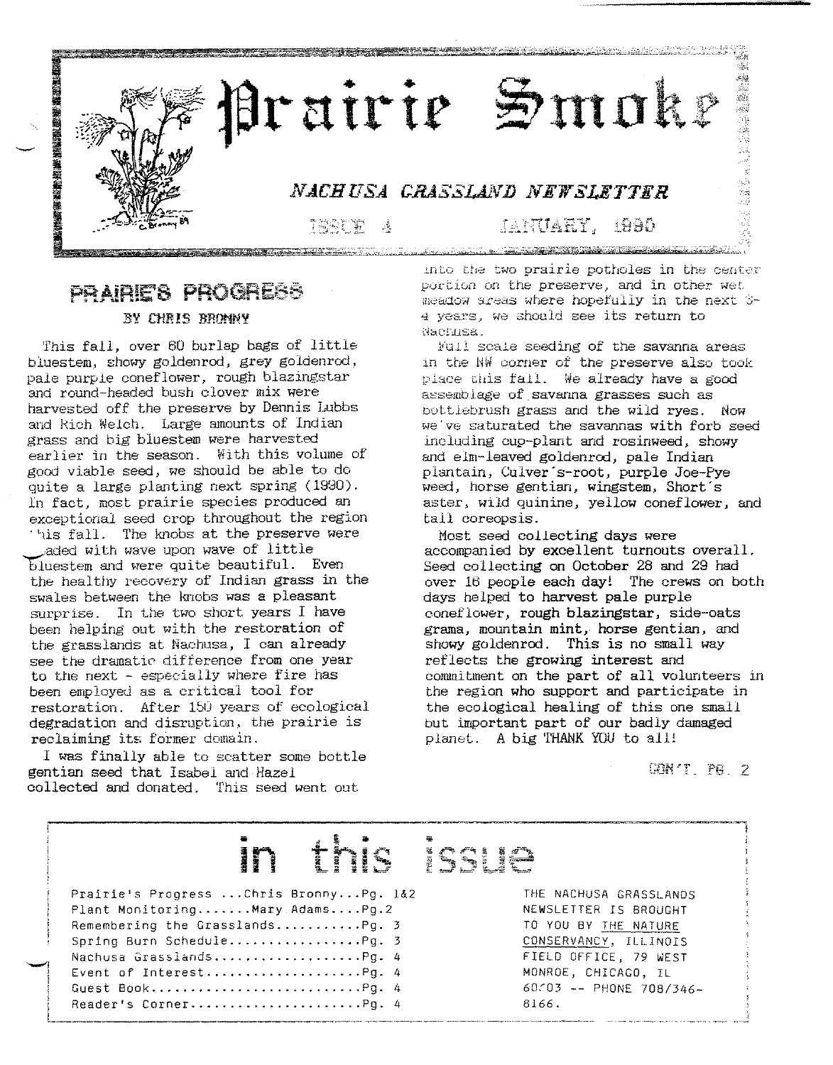# Prairie Smoke

*NACHUSA GRASSLAND NEWSLETTER*

ISSUE 4 JANUARY, 1990

## PRAIRIE'S PROGRESS

BY CHRIS BRONNY

This fall, over 60 burlap bags of little bluestem, showy goldenrod, grey goldenrod, pale purple coneflower, rough blazingstar and round-headed bush clover mix were harvested off the preserve by Dennis Lubbs and Rich Welch. Large amounts of Indian grass and big bluestem were harvested earlier in the season. With this volume of good viable seed, we should be able to do quite a large planting next spring (1990). In fact, most prairie species produced an exceptional seed crop throughout the region this fall. The knobs at the preserve were laded with wave upon wave of little bluestem and were quite beautiful. Even the healthy recovery of Indian grass in the swales between the knobs was a pleasant surprise. In the two short years I have been helping out with the restoration of the grasslands at Nachusa, I can already see the dramatic difference from one year to the next - especially where fire has been employed as a critical tool for restoration. After 150 years of ecological degradation and disruption, the prairie is reclaiming its former domain.

I was finally able to scatter some bottle gentian seed that Isabel and Hazel collected and donated. This seed went out into the two prairie potholes in the center portion on the preserve, and in other wet meadow areas where hopefully in the next 3-4 years, we should see its return to Nachusa.

Full scale seeding of the savanna areas in the NW corner of the preserve also took place this fall. We already have a good assemblage of savanna grasses such as bottlebrush grass and the wild ryes. Now we've saturated the savannas with forb seed including cup-plant and rosinweed, showy and elm-leaved goldenrod, pale Indian plantain, Culver's-root, purple Joe-Pye weed, horse gentian, wingstem, Short's aster, wild quinine, yellow coneflower, and tall coreopsis.

Most seed collecting days were accompanied by excellent turnouts overall. Seed collecting on October 28 and 29 had over 16 people each day! The crews on both days helped to harvest pale purple coneflower, rough blazingstar, side-oats grama, mountain mint, horse gentian, and showy goldenrod. This is no small way reflects the growing interest and commitment on the part of all volunteers in the region who support and participate in the ecological healing of this one small but important part of our badly damaged planet. A big THANK YOU to all!

CON'T. PG. 2

## in this issue

Prairie's Progress ...Chris Bronny...Pg. 1&2
Plant Monitoring.......Mary Adams....Pg.2
Remembering the Grasslands...........Pg. 3
Spring Burn Schedule.................Pg. 3
Nachusa Grasslands...................Pg. 4
Event of Interest....................Pg. 4
Guest Book...........................Pg. 4
Reader's Corner......................Pg. 4

THE NACHUSA GRASSLANDS NEWSLETTER IS BROUGHT TO YOU BY THE NATURE CONSERVANCY, ILLINOIS FIELD OFFICE, 79 WEST MONROE, CHICAGO, IL 60603 -- PHONE 708/346-8166.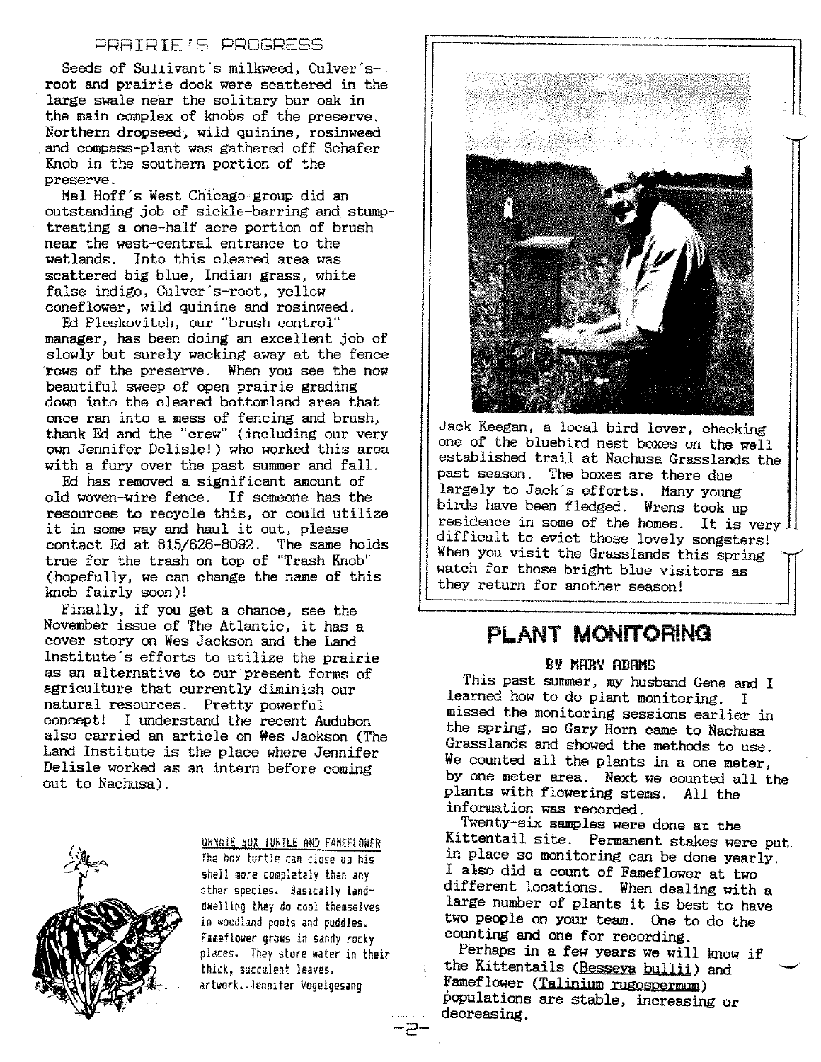## PRAIRIE'S PROGRESS

Seeds of Sullivant's milkweed, Culver's-root and prairie dock were scattered in the large swale near the solitary bur oak in the main complex of knobs of the preserve. Northern dropseed, wild quinine, rosinweed and compass-plant was gathered off Schafer Knob in the southern portion of the preserve.

Mel Hoff's West Chicago group did an outstanding job of sickle-barring and stump-treating a one-half acre portion of brush near the west-central entrance to the wetlands. Into this cleared area was scattered big blue, Indian grass, white false indigo, Culver's-root, yellow coneflower, wild quinine and rosinweed.

Ed Pleskovitch, our "brush control" manager, has been doing an excellent job of slowly but surely wacking away at the fence rows of the preserve. When you see the now beautiful sweep of open prairie grading down into the cleared bottomland area that once ran into a mess of fencing and brush, thank Ed and the "crew" (including our very own Jennifer Delisle!) who worked this area with a fury over the past summer and fall.

Ed has removed a significant amount of old woven-wire fence. If someone has the resources to recycle this, or could utilize it in some way and haul it out, please contact Ed at 815/626-8092. The same holds true for the trash on top of "Trash Knob" (hopefully, we can change the name of this knob fairly soon)!

Finally, if you get a chance, see the November issue of The Atlantic, it has a cover story on Wes Jackson and the Land Institute's efforts to utilize the prairie as an alternative to our present forms of agriculture that currently diminish our natural resources. Pretty powerful concept! I understand the recent Audubon also carried an article on Wes Jackson (The Land Institute is the place where Jennifer Delisle worked as an intern before coming out to Nachusa).

ORNATE BOX TURTLE AND FAMEFLOWER
The box turtle can close up his shell more completely than any other species. Basically land-dwelling they do cool themselves in woodland pools and puddles. Fameflower grows in sandy rocky places. They store water in their thick, succulent leaves.
artwork..Jennifer Vogelgesang

Jack Keegan, a local bird lover, checking one of the bluebird nest boxes on the well established trail at Nachusa Grasslands the past season. The boxes are there due largely to Jack's efforts. Many young birds have been fledged. Wrens took up residence in some of the homes. It is very difficult to evict those lovely songsters! When you visit the Grasslands this spring watch for those bright blue visitors as they return for another season!

## PLANT MONITORING

### BY MARY ADAMS

This past summer, my husband Gene and I learned how to do plant monitoring. I missed the monitoring sessions earlier in the spring, so Gary Horn came to Nachusa Grasslands and showed the methods to use. We counted all the plants in a one meter, by one meter area. Next we counted all the plants with flowering stems. All the information was recorded.

Twenty-six samples were done at the Kittentail site. Permanent stakes were put in place so monitoring can be done yearly. I also did a count of Fameflower at two different locations. When dealing with a large number of plants it is best to have two people on your team. One to do the counting and one for recording.

Perhaps in a few years we will know if the Kittentails (Besseya bullii) and Fameflower (Talinium rugospermum) populations are stable, increasing or decreasing.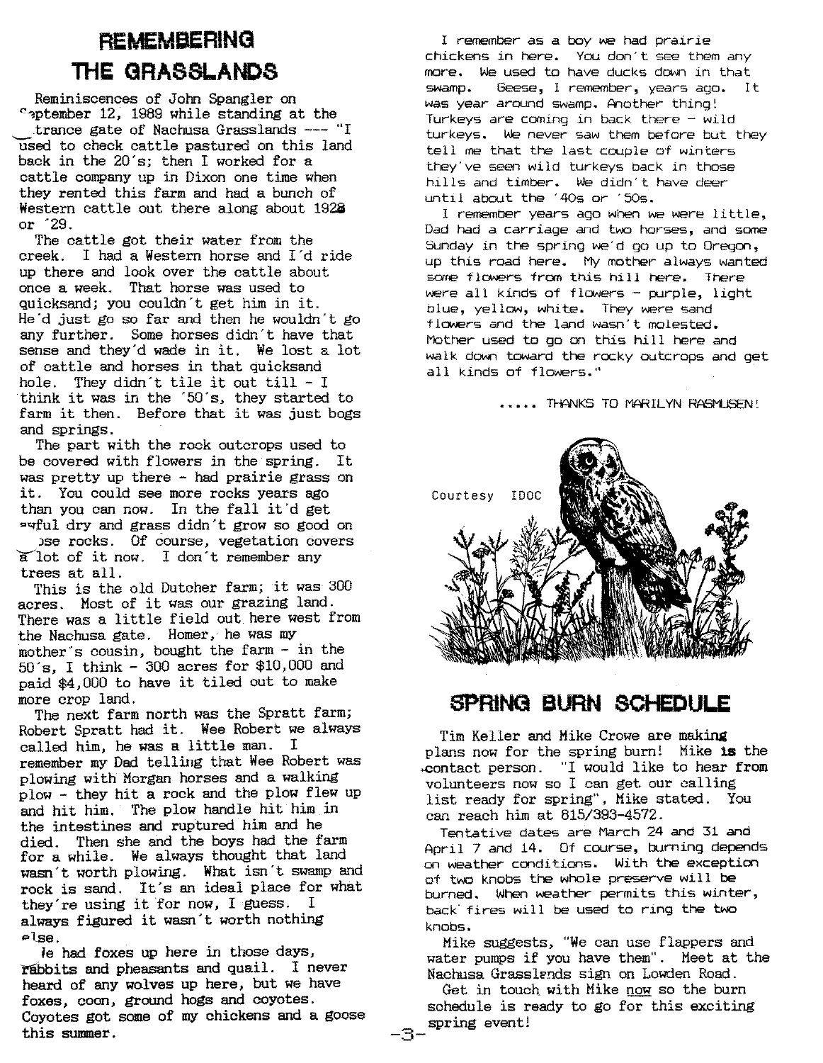## REMEMBERING THE GRASSLANDS

Reminiscences of John Spangler on September 12, 1989 while standing at the entrance gate of Nachusa Grasslands --- "I used to check cattle pastured on this land back in the 20's; then I worked for a cattle company up in Dixon one time when they rented this farm and had a bunch of Western cattle out there along about 1928 or '29.

The cattle got their water from the creek. I had a Western horse and I'd ride up there and look over the cattle about once a week. That horse was used to quicksand; you couldn't get him in it. He'd just go so far and then he wouldn't go any further. Some horses didn't have that sense and they'd wade in it. We lost a lot of cattle and horses in that quicksand hole. They didn't tile it out till - I think it was in the '50's, they started to farm it then. Before that it was just bogs and springs.

The part with the rock outcrops used to be covered with flowers in the spring. It was pretty up there - had prairie grass on it. You could see more rocks years ago than you can now. In the fall it'd get awful dry and grass didn't grow so good on those rocks. Of course, vegetation covers a lot of it now. I don't remember any trees at all.

This is the old Dutcher farm; it was 300 acres. Most of it was our grazing land. There was a little field out here west from the Nachusa gate. Homer, he was my mother's cousin, bought the farm - in the 50's, I think - 300 acres for $10,000 and paid $4,000 to have it tiled out to make more crop land.

The next farm north was the Spratt farm; Robert Spratt had it. Wee Robert we always called him, he was a little man. I remember my Dad telling that Wee Robert was plowing with Morgan horses and a walking plow - they hit a rock and the plow flew up and hit him. The plow handle hit him in the intestines and ruptured him and he died. Then she and the boys had the farm for a while. We always thought that land wasn't worth plowing. What isn't swamp and rock is sand. It's an ideal place for what they're using it for now, I guess. I always figured it wasn't worth nothing else.

We had foxes up here in those days, rabbits and pheasants and quail. I never heard of any wolves up here, but we have foxes, coon, ground hogs and coyotes. Coyotes got some of my chickens and a goose this summer.

I remember as a boy we had prairie chickens in here. You don't see them any more. We used to have ducks down in that swamp. Geese, I remember, years ago. It was year around swamp. Another thing! Turkeys are coming in back there - wild turkeys. We never saw them before but they tell me that the last couple of winters they've seen wild turkeys back in those hills and timber. We didn't have deer until about the '40s or '50s.

I remember years ago when we were little, Dad had a carriage and two horses, and some Sunday in the spring we'd go up to Oregon, up this road here. My mother always wanted some flowers from this hill here. There were all kinds of flowers - purple, light blue, yellow, white. They were sand flowers and the land wasn't molested. Mother used to go on this hill here and walk down toward the rocky outcrops and get all kinds of flowers."

..... THANKS TO MARILYN RASMUSEN!

Courtesy IDOC

## SPRING BURN SCHEDULE

Tim Keller and Mike Crowe are making plans now for the spring burn! Mike is the contact person. "I would like to hear from volunteers now so I can get our calling list ready for spring", Mike stated. You can reach him at 815/393-4572.

Tentative dates are March 24 and 31 and April 7 and 14. Of course, burning depends on weather conditions. With the exception of two knobs the whole preserve will be burned. When weather permits this winter, back fires will be used to ring the two knobs.

Mike suggests, "We can use flappers and water pumps if you have them". Meet at the Nachusa Grasslands sign on Lowden Road.

Get in touch with Mike now so the burn schedule is ready to go for this exciting spring event!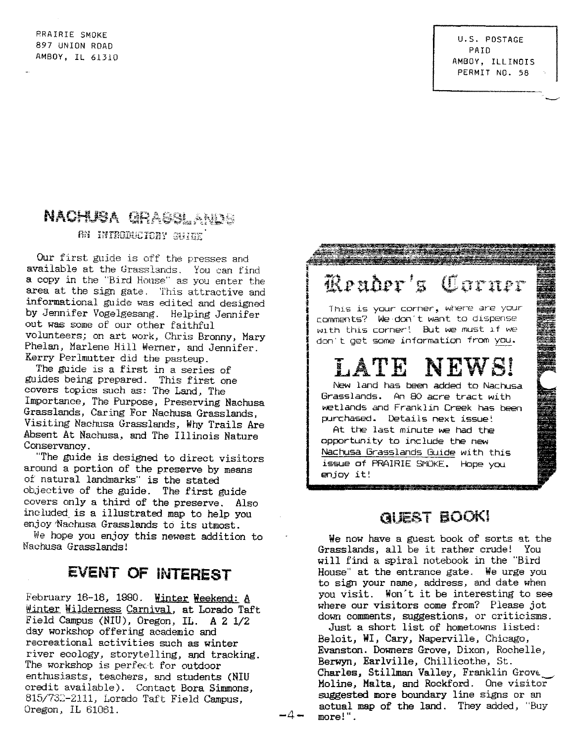PRAIRIE SMOKE
897 UNION ROAD
AMBOY, IL 61310

U.S. POSTAGE
PAID
AMBOY, ILLINOIS
PERMIT NO. 58

## NACHUSA GRASSLANDS

### AN INTRODUCTORY GUIDE

Our first guide is off the presses and available at the Grasslands. You can find a copy in the "Bird House" as you enter the area at the sign gate. This attractive and informational guide was edited and designed by Jennifer Vogelgesang. Helping Jennifer out was some of our other faithful volunteers; on art work, Chris Bronny, Mary Phelan, Marlene Hill Werner, and Jennifer. Kerry Perlmutter did the pasteup.

The guide is a first in a series of guides being prepared. This first one covers topics such as: The Land, The Importance, The Purpose, Preserving Nachusa Grasslands, Caring For Nachusa Grasslands, Visiting Nachusa Grasslands, Why Trails Are Absent At Nachusa, and The Illinois Nature Conservancy.

"The guide is designed to direct visitors around a portion of the preserve by means of natural landmarks" is the stated objective of the guide. The first guide covers only a third of the preserve. Also included is a illustrated map to help you enjoy Nachusa Grasslands to its utmost.

We hope you enjoy this newest addition to Nachusa Grasslands!

## EVENT OF INTEREST

February 16-18, 1990. Winter Weekend: A Winter Wilderness Carnival, at Lorado Taft Field Campus (NIU), Oregon, IL. A 2 1/2 day workshop offering academic and recreational activities such as winter river ecology, storytelling, and tracking. The workshop is perfect for outdoor enthusiasts, teachers, and students (NIU credit available). Contact Bora Simmons, 815/732-2111, Lorado Taft Field Campus, Oregon, IL 61061.

## Reader's Corner

This is your corner, where are your comments? We don't want to dispense with this corner! But we must if we don't get some information from you.

## LATE NEWS!

New land has been added to Nachusa Grasslands. An 80 acre tract with wetlands and Franklin Creek has been purchased. Details next issue!

At the last minute we had the opportunity to include the new Nachusa Grasslands Guide with this issue of PRAIRIE SMOKE. Hope you enjoy it!

## GUEST BOOK!

We now have a guest book of sorts at the Grasslands, all be it rather crude! You will find a spiral notebook in the "Bird House" at the entrance gate. We urge you to sign your name, address, and date when you visit. Won't it be interesting to see where our visitors come from? Please jot down comments, suggestions, or criticisms.

Just a short list of hometowns listed: Beloit, WI, Cary, Naperville, Chicago, Evanston. Downers Grove, Dixon, Rochelle, Berwyn, Earlville, Chillicothe, St. Charles, Stillman Valley, Franklin Grove, Moline, Malta, and Rockford. One visitor suggested more boundary line signs or an actual map of the land. They added, "Buy more!".